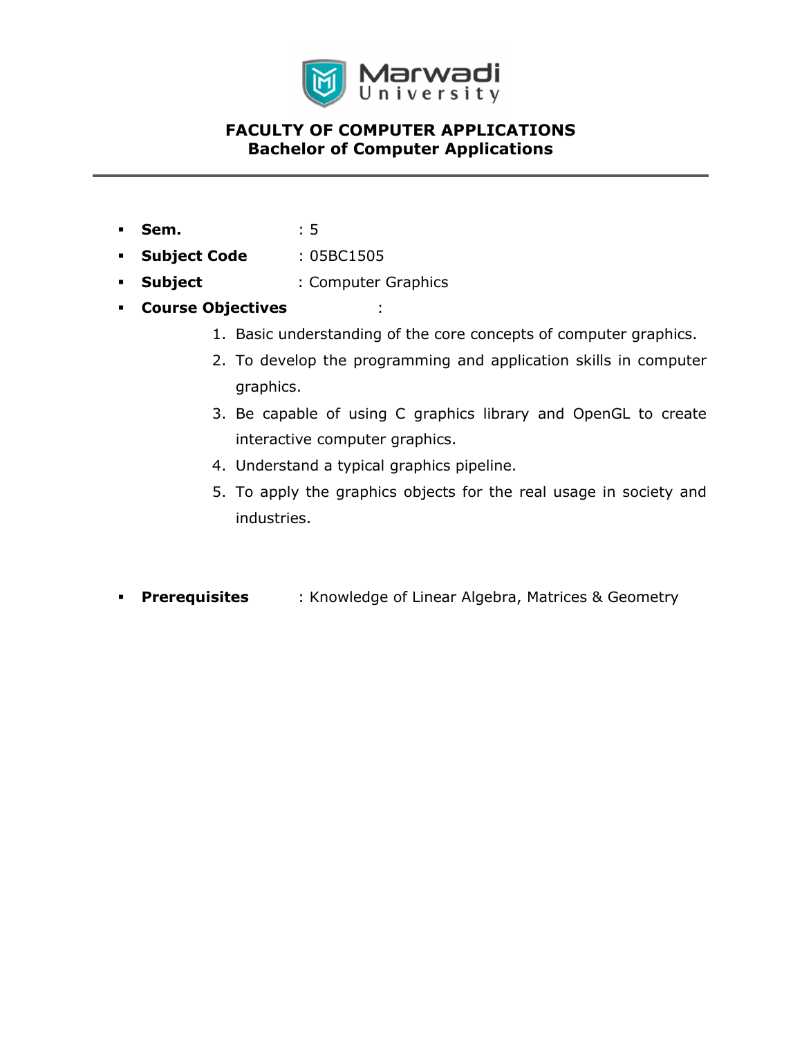# FACULTY OF COMPUTER APPLICATIONS
## Bachelor of Computer Applications

- **Sem.** : 5
- **Subject Code** : 05BC1505
- **Subject** : Computer Graphics
- **Course Objectives** :
  1. Basic understanding of the core concepts of computer graphics.
  2. To develop the programming and application skills in computer graphics.
  3. Be capable of using C graphics library and OpenGL to create interactive computer graphics.
  4. Understand a typical graphics pipeline.
  5. To apply the graphics objects for the real usage in society and industries.

- **Prerequisites** : Knowledge of Linear Algebra, Matrices & Geometry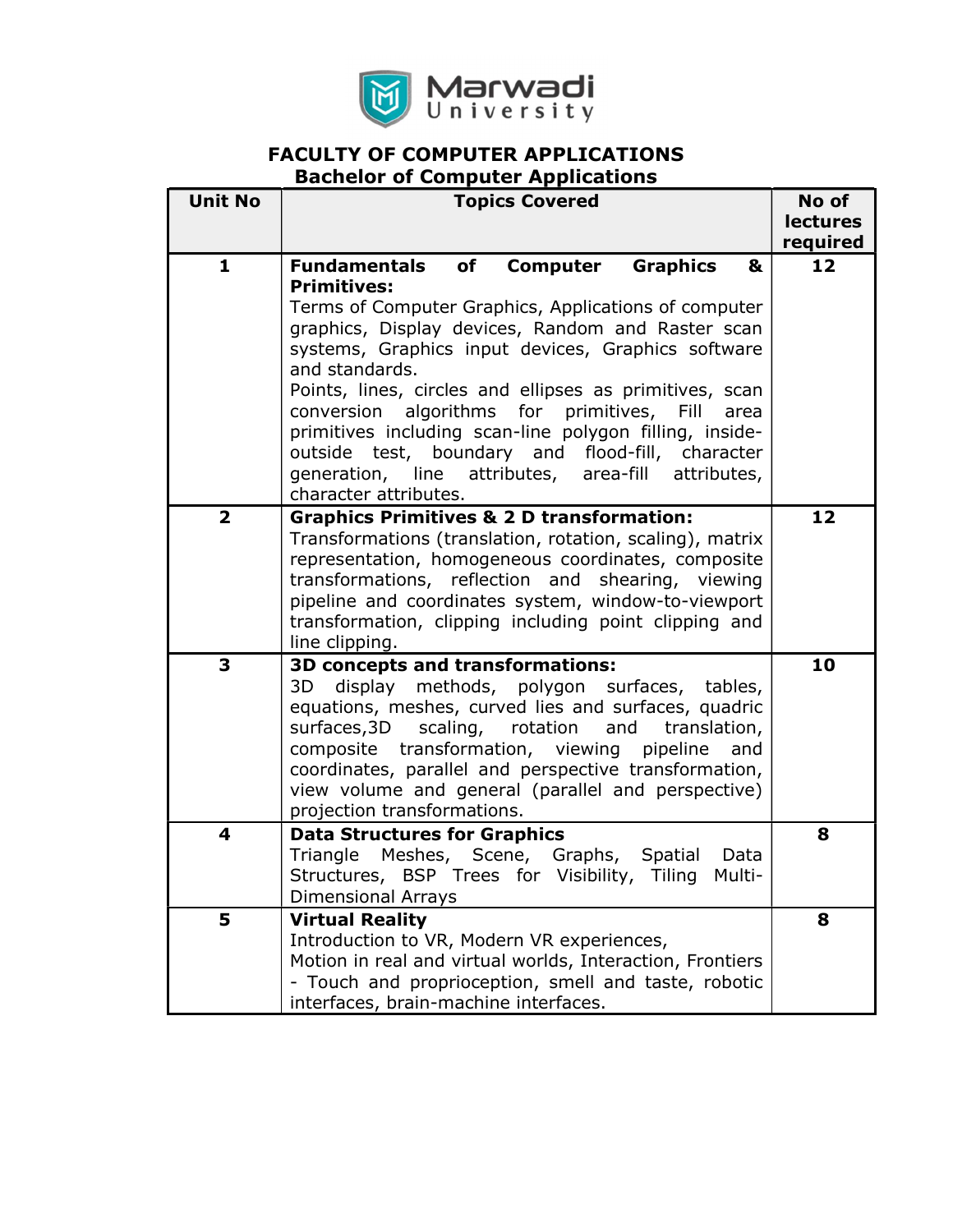# FACULTY OF COMPUTER APPLICATIONS

## Bachelor of Computer Applications

| Unit No | Topics Covered | No of lectures required |
|---|---|---|
| 1 | **Fundamentals of Computer Graphics & Primitives:**<br>Terms of Computer Graphics, Applications of computer graphics, Display devices, Random and Raster scan systems, Graphics input devices, Graphics software and standards.<br>Points, lines, circles and ellipses as primitives, scan conversion algorithms for primitives, Fill area primitives including scan-line polygon filling, inside-outside test, boundary and flood-fill, character generation, line attributes, area-fill attributes, character attributes. | 12 |
| 2 | **Graphics Primitives & 2 D transformation:**<br>Transformations (translation, rotation, scaling), matrix representation, homogeneous coordinates, composite transformations, reflection and shearing, viewing pipeline and coordinates system, window-to-viewport transformation, clipping including point clipping and line clipping. | 12 |
| 3 | **3D concepts and transformations:**<br>3D display methods, polygon surfaces, tables, equations, meshes, curved lies and surfaces, quadric surfaces,3D scaling, rotation and translation, composite transformation, viewing pipeline and coordinates, parallel and perspective transformation, view volume and general (parallel and perspective) projection transformations. | 10 |
| 4 | **Data Structures for Graphics**<br>Triangle Meshes, Scene, Graphs, Spatial Data Structures, BSP Trees for Visibility, Tiling Multi-Dimensional Arrays | 8 |
| 5 | **Virtual Reality**<br>Introduction to VR, Modern VR experiences,<br>Motion in real and virtual worlds, Interaction, Frontiers - Touch and proprioception, smell and taste, robotic interfaces, brain-machine interfaces. | 8 |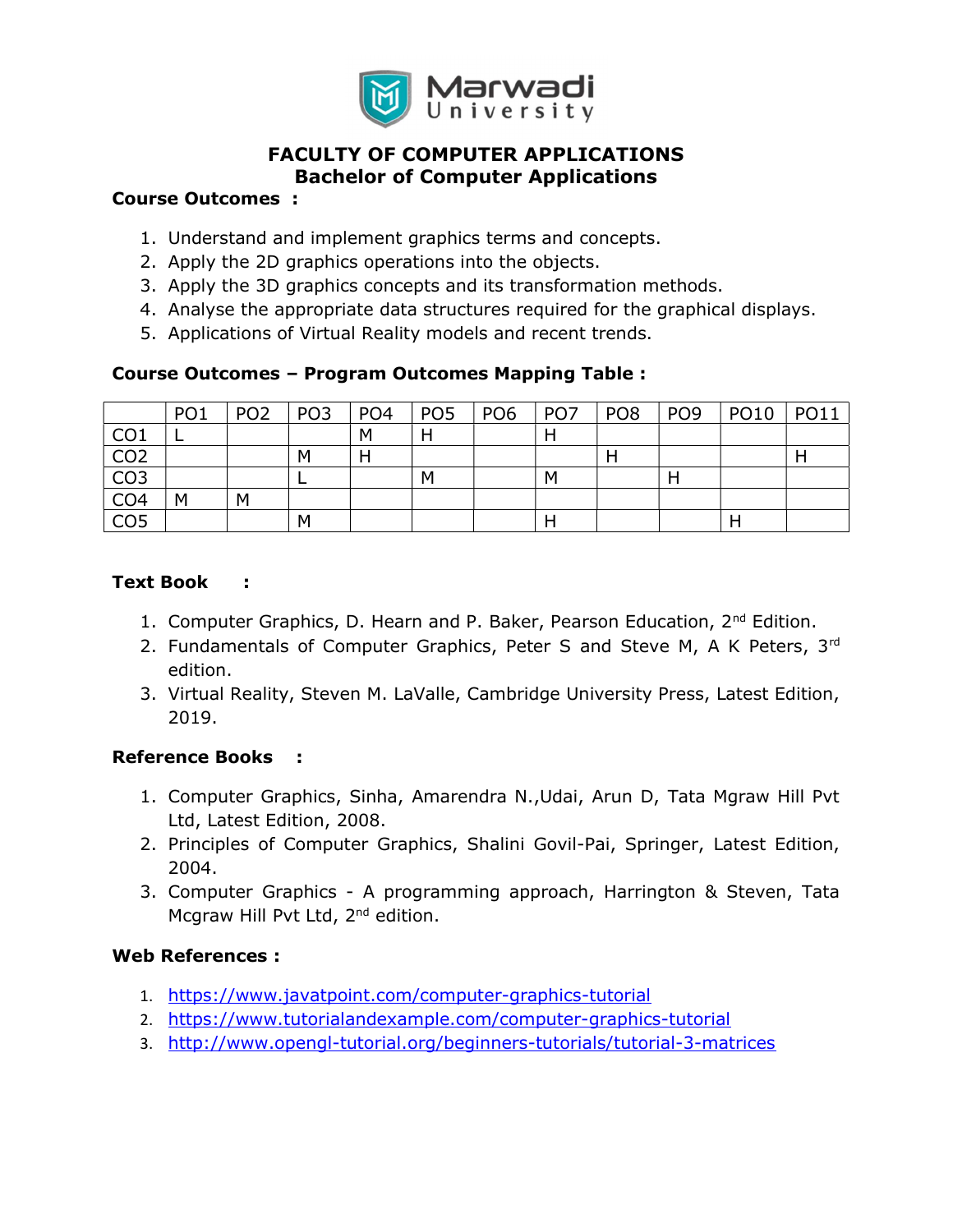**FACULTY OF COMPUTER APPLICATIONS**
**Bachelor of Computer Applications**

**Course Outcomes :**

1. Understand and implement graphics terms and concepts.
2. Apply the 2D graphics operations into the objects.
3. Apply the 3D graphics concepts and its transformation methods.
4. Analyse the appropriate data structures required for the graphical displays.
5. Applications of Virtual Reality models and recent trends.

**Course Outcomes – Program Outcomes Mapping Table :**

| | PO1 | PO2 | PO3 | PO4 | PO5 | PO6 | PO7 | PO8 | PO9 | PO10 | PO11 |
|---|---|---|---|---|---|---|---|---|---|---|---|
| CO1 | L | | | M | H | | H | | | | |
| CO2 | | | M | H | | | | H | | | H |
| CO3 | | | L | | M | | M | | H | | |
| CO4 | M | M | | | | | | | | | |
| CO5 | | | M | | | | H | | | H | |

**Text Book :**

1. Computer Graphics, D. Hearn and P. Baker, Pearson Education, 2nd Edition.
2. Fundamentals of Computer Graphics, Peter S and Steve M, A K Peters, 3rd edition.
3. Virtual Reality, Steven M. LaValle, Cambridge University Press, Latest Edition, 2019.

**Reference Books :**

1. Computer Graphics, Sinha, Amarendra N.,Udai, Arun D, Tata Mgraw Hill Pvt Ltd, Latest Edition, 2008.
2. Principles of Computer Graphics, Shalini Govil-Pai, Springer, Latest Edition, 2004.
3. Computer Graphics - A programming approach, Harrington & Steven, Tata Mcgraw Hill Pvt Ltd, 2nd edition.

**Web References :**

1. https://www.javatpoint.com/computer-graphics-tutorial
2. https://www.tutorialandexample.com/computer-graphics-tutorial
3. http://www.opengl-tutorial.org/beginners-tutorials/tutorial-3-matrices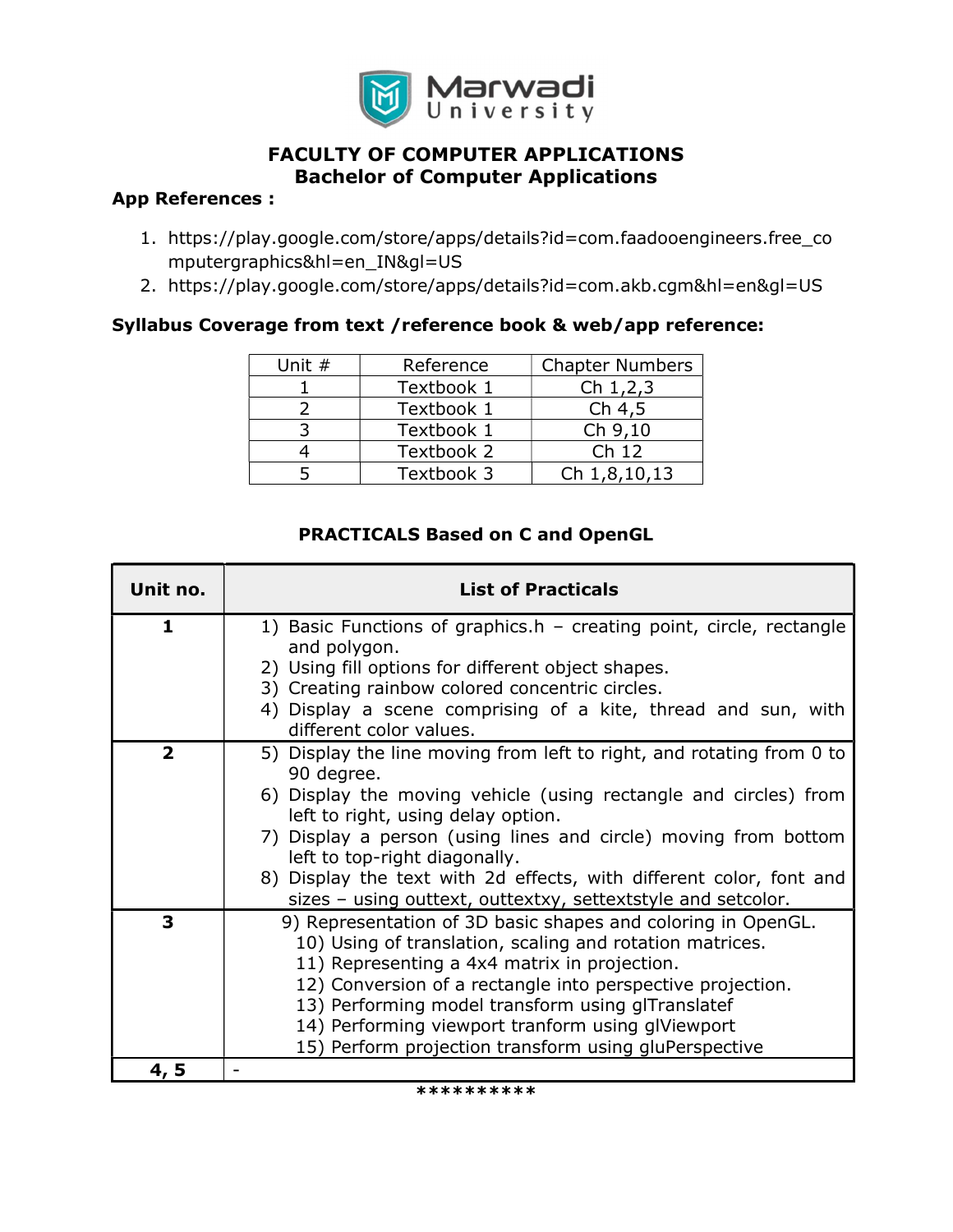# FACULTY OF COMPUTER APPLICATIONS
## Bachelor of Computer Applications

**App References :**

1. https://play.google.com/store/apps/details?id=com.faadooengineers.free_computergraphics&hl=en_IN&gl=US
2. https://play.google.com/store/apps/details?id=com.akb.cgm&hl=en&gl=US

**Syllabus Coverage from text /reference book & web/app reference:**

| Unit # | Reference | Chapter Numbers |
|---|---|---|
| 1 | Textbook 1 | Ch 1,2,3 |
| 2 | Textbook 1 | Ch 4,5 |
| 3 | Textbook 1 | Ch 9,10 |
| 4 | Textbook 2 | Ch 12 |
| 5 | Textbook 3 | Ch 1,8,10,13 |

**PRACTICALS Based on C and OpenGL**

| Unit no. | List of Practicals |
|---|---|
| **1** | 1) Basic Functions of graphics.h – creating point, circle, rectangle and polygon.<br>2) Using fill options for different object shapes.<br>3) Creating rainbow colored concentric circles.<br>4) Display a scene comprising of a kite, thread and sun, with different color values. |
| **2** | 5) Display the line moving from left to right, and rotating from 0 to 90 degree.<br>6) Display the moving vehicle (using rectangle and circles) from left to right, using delay option.<br>7) Display a person (using lines and circle) moving from bottom left to top-right diagonally.<br>8) Display the text with 2d effects, with different color, font and sizes – using outtext, outtextxy, settextstyle and setcolor. |
| **3** | 9) Representation of 3D basic shapes and coloring in OpenGL.<br>10) Using of translation, scaling and rotation matrices.<br>11) Representing a 4x4 matrix in projection.<br>12) Conversion of a rectangle into perspective projection.<br>13) Performing model transform using glTranslatef<br>14) Performing viewport tranform using glViewport<br>15) Perform projection transform using gluPerspective |
| **4, 5** | - |

**********